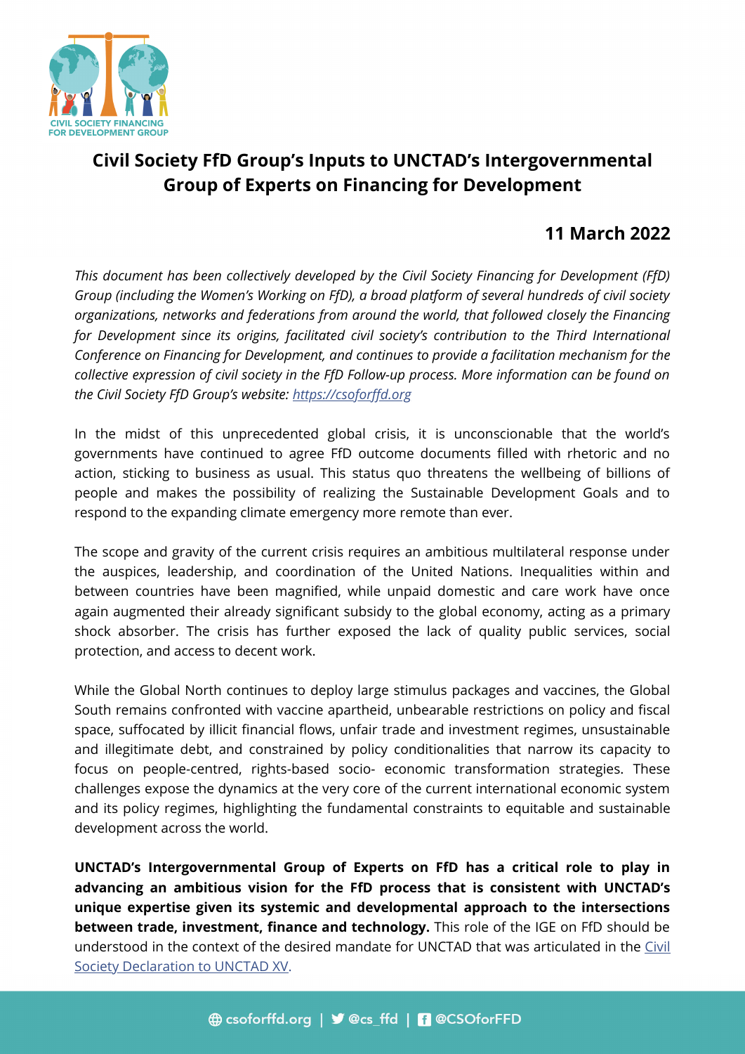# Civil Society FfD Group's Inputs to UNCTAD's Intergovernmental Group of Experts on Financing for Development

**11 March 2022**

*This document has been collectively developed by the Civil Society Financing for Development (FfD) Group (including the Women's Working on FfD), a broad platform of several hundreds of civil society organizations, networks and federations from around the world, that followed closely the Financing for Development since its origins, facilitated civil society's contribution to the Third International Conference on Financing for Development, and continues to provide a facilitation mechanism for the collective expression of civil society in the FfD Follow-up process. More information can be found on the Civil Society FfD Group's website: [https://csoforffd.org](https://csoforffd.org)*

In the midst of this unprecedented global crisis, it is unconscionable that the world's governments have continued to agree FfD outcome documents filled with rhetoric and no action, sticking to business as usual. This status quo threatens the wellbeing of billions of people and makes the possibility of realizing the Sustainable Development Goals and to respond to the expanding climate emergency more remote than ever.

The scope and gravity of the current crisis requires an ambitious multilateral response under the auspices, leadership, and coordination of the United Nations. Inequalities within and between countries have been magnified, while unpaid domestic and care work have once again augmented their already significant subsidy to the global economy, acting as a primary shock absorber. The crisis has further exposed the lack of quality public services, social protection, and access to decent work.

While the Global North continues to deploy large stimulus packages and vaccines, the Global South remains confronted with vaccine apartheid, unbearable restrictions on policy and fiscal space, suffocated by illicit financial flows, unfair trade and investment regimes, unsustainable and illegitimate debt, and constrained by policy conditionalities that narrow its capacity to focus on people-centred, rights-based socio- economic transformation strategies. These challenges expose the dynamics at the very core of the current international economic system and its policy regimes, highlighting the fundamental constraints to equitable and sustainable development across the world.

**UNCTAD's Intergovernmental Group of Experts on FfD has a critical role to play in advancing an ambitious vision for the FfD process that is consistent with UNCTAD's unique expertise given its systemic and developmental approach to the intersections between trade, investment, finance and technology.** This role of the IGE on FfD should be understood in the context of the desired mandate for UNCTAD that was articulated in the Civil Society Declaration to UNCTAD XV.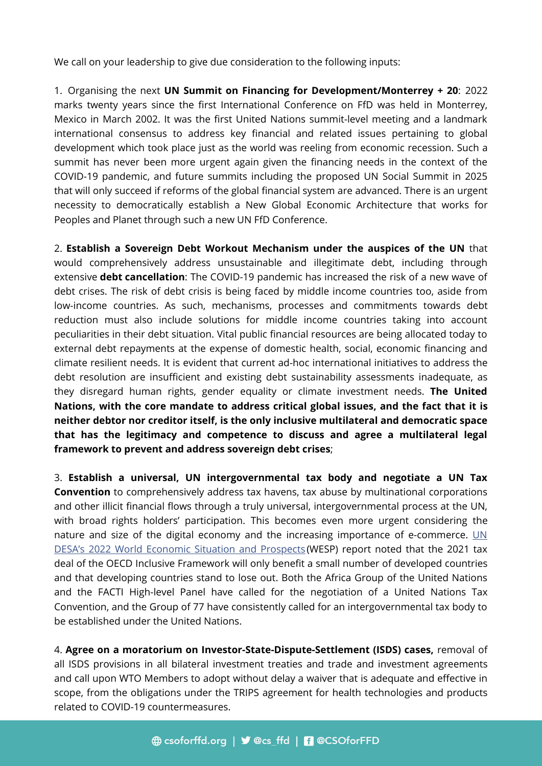We call on your leadership to give due consideration to the following inputs:

1. Organising the next **UN Summit on Financing for Development/Monterrey + 20**: 2022 marks twenty years since the first International Conference on FfD was held in Monterrey, Mexico in March 2002. It was the first United Nations summit-level meeting and a landmark international consensus to address key financial and related issues pertaining to global development which took place just as the world was reeling from economic recession. Such a summit has never been more urgent again given the financing needs in the context of the COVID-19 pandemic, and future summits including the proposed UN Social Summit in 2025 that will only succeed if reforms of the global financial system are advanced. There is an urgent necessity to democratically establish a New Global Economic Architecture that works for Peoples and Planet through such a new UN FfD Conference.

2. **Establish a Sovereign Debt Workout Mechanism under the auspices of the UN** that would comprehensively address unsustainable and illegitimate debt, including through extensive **debt cancellation**: The COVID-19 pandemic has increased the risk of a new wave of debt crises. The risk of debt crisis is being faced by middle income countries too, aside from low-income countries. As such, mechanisms, processes and commitments towards debt reduction must also include solutions for middle income countries taking into account peculiarities in their debt situation. Vital public financial resources are being allocated today to external debt repayments at the expense of domestic health, social, economic financing and climate resilient needs. It is evident that current ad-hoc international initiatives to address the debt resolution are insufficient and existing debt sustainability assessments inadequate, as they disregard human rights, gender equality or climate investment needs. **The United Nations, with the core mandate to address critical global issues, and the fact that it is neither debtor nor creditor itself, is the only inclusive multilateral and democratic space that has the legitimacy and competence to discuss and agree a multilateral legal framework to prevent and address sovereign debt crises**;

3. **Establish a universal, UN intergovernmental tax body and negotiate a UN Tax Convention** to comprehensively address tax havens, tax abuse by multinational corporations and other illicit financial flows through a truly universal, intergovernmental process at the UN, with broad rights holders' participation. This becomes even more urgent considering the nature and size of the digital economy and the increasing importance of e-commerce. UN DESA's 2022 World Economic Situation and Prospects (WESP) report noted that the 2021 tax deal of the OECD Inclusive Framework will only benefit a small number of developed countries and that developing countries stand to lose out. Both the Africa Group of the United Nations and the FACTI High-level Panel have called for the negotiation of a United Nations Tax Convention, and the Group of 77 have consistently called for an intergovernmental tax body to be established under the United Nations.

4. **Agree on a moratorium on Investor-State-Dispute-Settlement (ISDS) cases,** removal of all ISDS provisions in all bilateral investment treaties and trade and investment agreements and call upon WTO Members to adopt without delay a waiver that is adequate and effective in scope, from the obligations under the TRIPS agreement for health technologies and products related to COVID-19 countermeasures.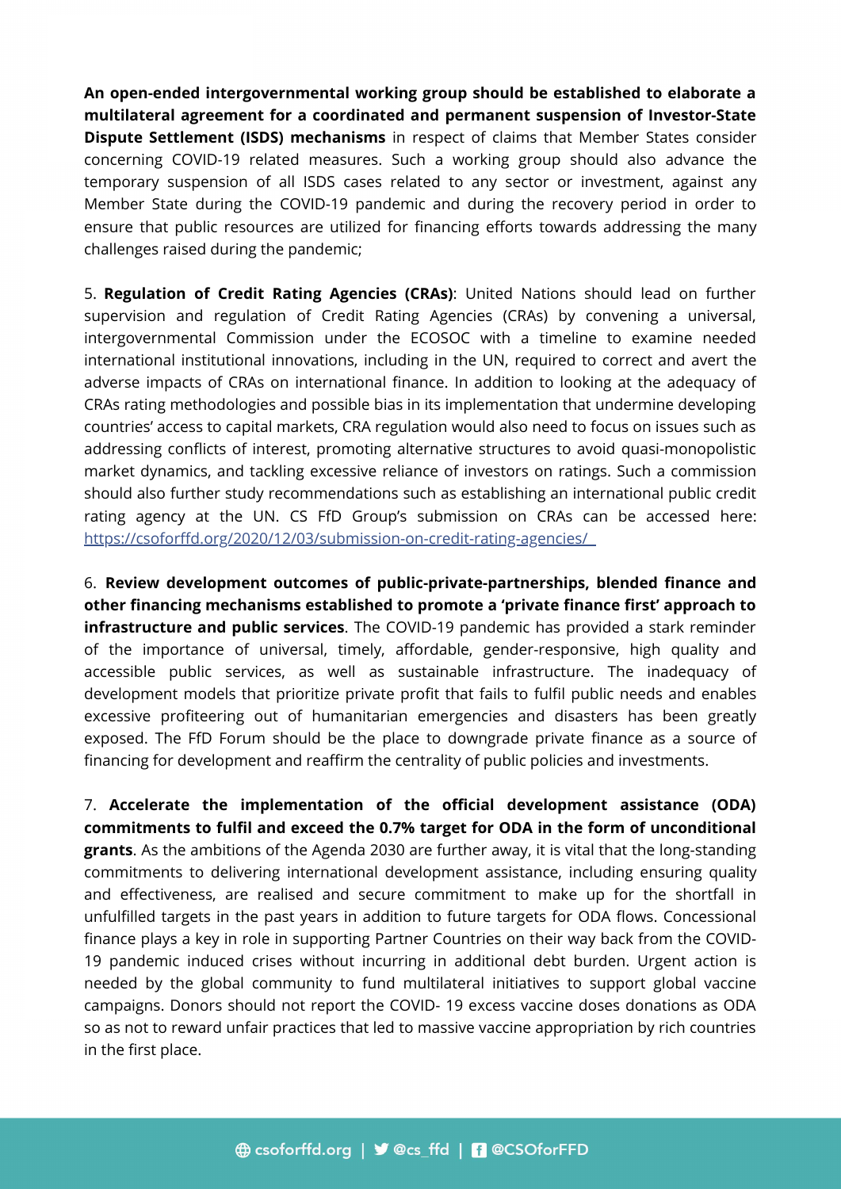**An open-ended intergovernmental working group should be established to elaborate a multilateral agreement for a coordinated and permanent suspension of Investor-State Dispute Settlement (ISDS) mechanisms** in respect of claims that Member States consider concerning COVID-19 related measures. Such a working group should also advance the temporary suspension of all ISDS cases related to any sector or investment, against any Member State during the COVID-19 pandemic and during the recovery period in order to ensure that public resources are utilized for financing efforts towards addressing the many challenges raised during the pandemic;

5. **Regulation of Credit Rating Agencies (CRAs)**: United Nations should lead on further supervision and regulation of Credit Rating Agencies (CRAs) by convening a universal, intergovernmental Commission under the ECOSOC with a timeline to examine needed international institutional innovations, including in the UN, required to correct and avert the adverse impacts of CRAs on international finance. In addition to looking at the adequacy of CRAs rating methodologies and possible bias in its implementation that undermine developing countries' access to capital markets, CRA regulation would also need to focus on issues such as addressing conflicts of interest, promoting alternative structures to avoid quasi-monopolistic market dynamics, and tackling excessive reliance of investors on ratings. Such a commission should also further study recommendations such as establishing an international public credit rating agency at the UN. CS FfD Group's submission on CRAs can be accessed here: https://csoforffd.org/2020/12/03/submission-on-credit-rating-agencies/

6. **Review development outcomes of public-private-partnerships, blended finance and other financing mechanisms established to promote a 'private finance first' approach to infrastructure and public services**. The COVID-19 pandemic has provided a stark reminder of the importance of universal, timely, affordable, gender-responsive, high quality and accessible public services, as well as sustainable infrastructure. The inadequacy of development models that prioritize private profit that fails to fulfil public needs and enables excessive profiteering out of humanitarian emergencies and disasters has been greatly exposed. The FfD Forum should be the place to downgrade private finance as a source of financing for development and reaffirm the centrality of public policies and investments.

7. **Accelerate the implementation of the official development assistance (ODA) commitments to fulfil and exceed the 0.7% target for ODA in the form of unconditional grants**. As the ambitions of the Agenda 2030 are further away, it is vital that the long-standing commitments to delivering international development assistance, including ensuring quality and effectiveness, are realised and secure commitment to make up for the shortfall in unfulfilled targets in the past years in addition to future targets for ODA flows. Concessional finance plays a key in role in supporting Partner Countries on their way back from the COVID-19 pandemic induced crises without incurring in additional debt burden. Urgent action is needed by the global community to fund multilateral initiatives to support global vaccine campaigns. Donors should not report the COVID- 19 excess vaccine doses donations as ODA so as not to reward unfair practices that led to massive vaccine appropriation by rich countries in the first place.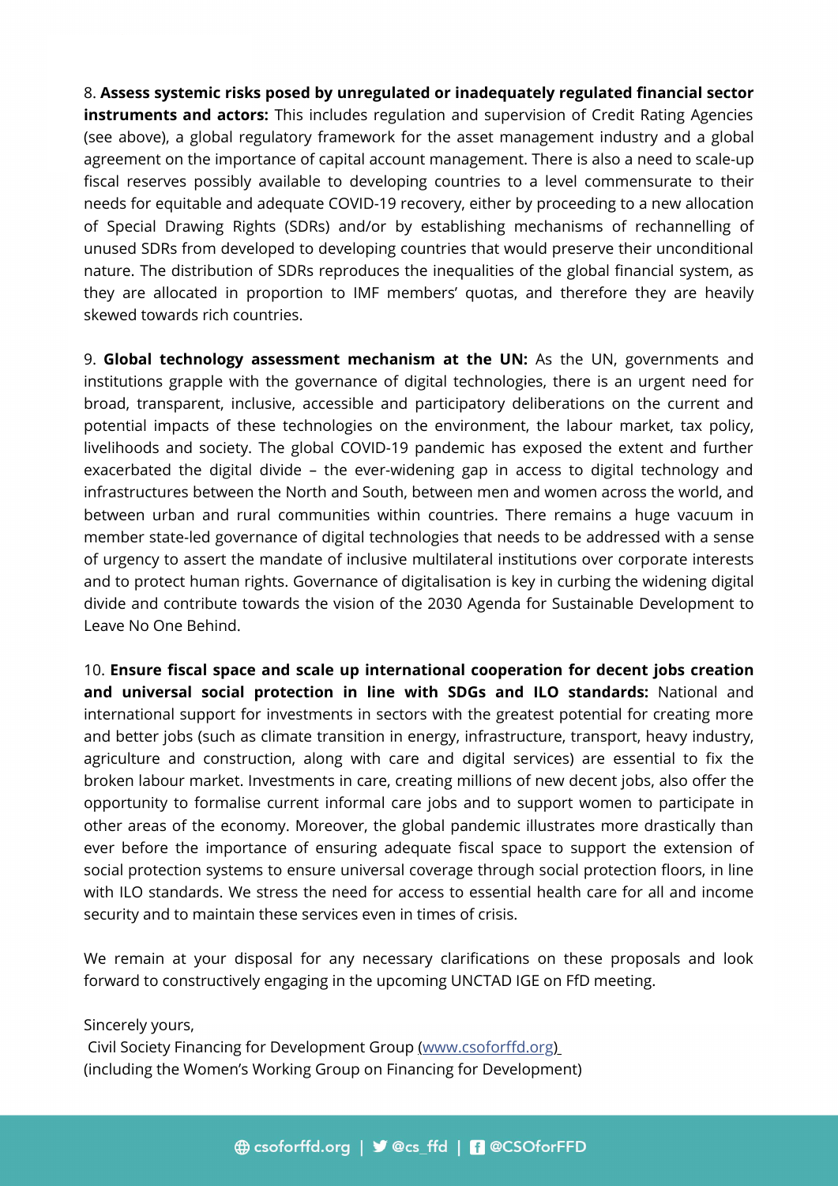8. **Assess systemic risks posed by unregulated or inadequately regulated financial sector instruments and actors:** This includes regulation and supervision of Credit Rating Agencies (see above), a global regulatory framework for the asset management industry and a global agreement on the importance of capital account management. There is also a need to scale-up fiscal reserves possibly available to developing countries to a level commensurate to their needs for equitable and adequate COVID-19 recovery, either by proceeding to a new allocation of Special Drawing Rights (SDRs) and/or by establishing mechanisms of rechannelling of unused SDRs from developed to developing countries that would preserve their unconditional nature. The distribution of SDRs reproduces the inequalities of the global financial system, as they are allocated in proportion to IMF members' quotas, and therefore they are heavily skewed towards rich countries.

9. **Global technology assessment mechanism at the UN:** As the UN, governments and institutions grapple with the governance of digital technologies, there is an urgent need for broad, transparent, inclusive, accessible and participatory deliberations on the current and potential impacts of these technologies on the environment, the labour market, tax policy, livelihoods and society. The global COVID-19 pandemic has exposed the extent and further exacerbated the digital divide – the ever-widening gap in access to digital technology and infrastructures between the North and South, between men and women across the world, and between urban and rural communities within countries. There remains a huge vacuum in member state-led governance of digital technologies that needs to be addressed with a sense of urgency to assert the mandate of inclusive multilateral institutions over corporate interests and to protect human rights. Governance of digitalisation is key in curbing the widening digital divide and contribute towards the vision of the 2030 Agenda for Sustainable Development to Leave No One Behind.

10. **Ensure fiscal space and scale up international cooperation for decent jobs creation and universal social protection in line with SDGs and ILO standards:** National and international support for investments in sectors with the greatest potential for creating more and better jobs (such as climate transition in energy, infrastructure, transport, heavy industry, agriculture and construction, along with care and digital services) are essential to fix the broken labour market. Investments in care, creating millions of new decent jobs, also offer the opportunity to formalise current informal care jobs and to support women to participate in other areas of the economy. Moreover, the global pandemic illustrates more drastically than ever before the importance of ensuring adequate fiscal space to support the extension of social protection systems to ensure universal coverage through social protection floors, in line with ILO standards. We stress the need for access to essential health care for all and income security and to maintain these services even in times of crisis.

We remain at your disposal for any necessary clarifications on these proposals and look forward to constructively engaging in the upcoming UNCTAD IGE on FfD meeting.

Sincerely yours,
Civil Society Financing for Development Group ([www.csoforffd.org](http://www.csoforffd.org))
(including the Women's Working Group on Financing for Development)

csoforffd.org | @cs_ffd | @CSOforFFD